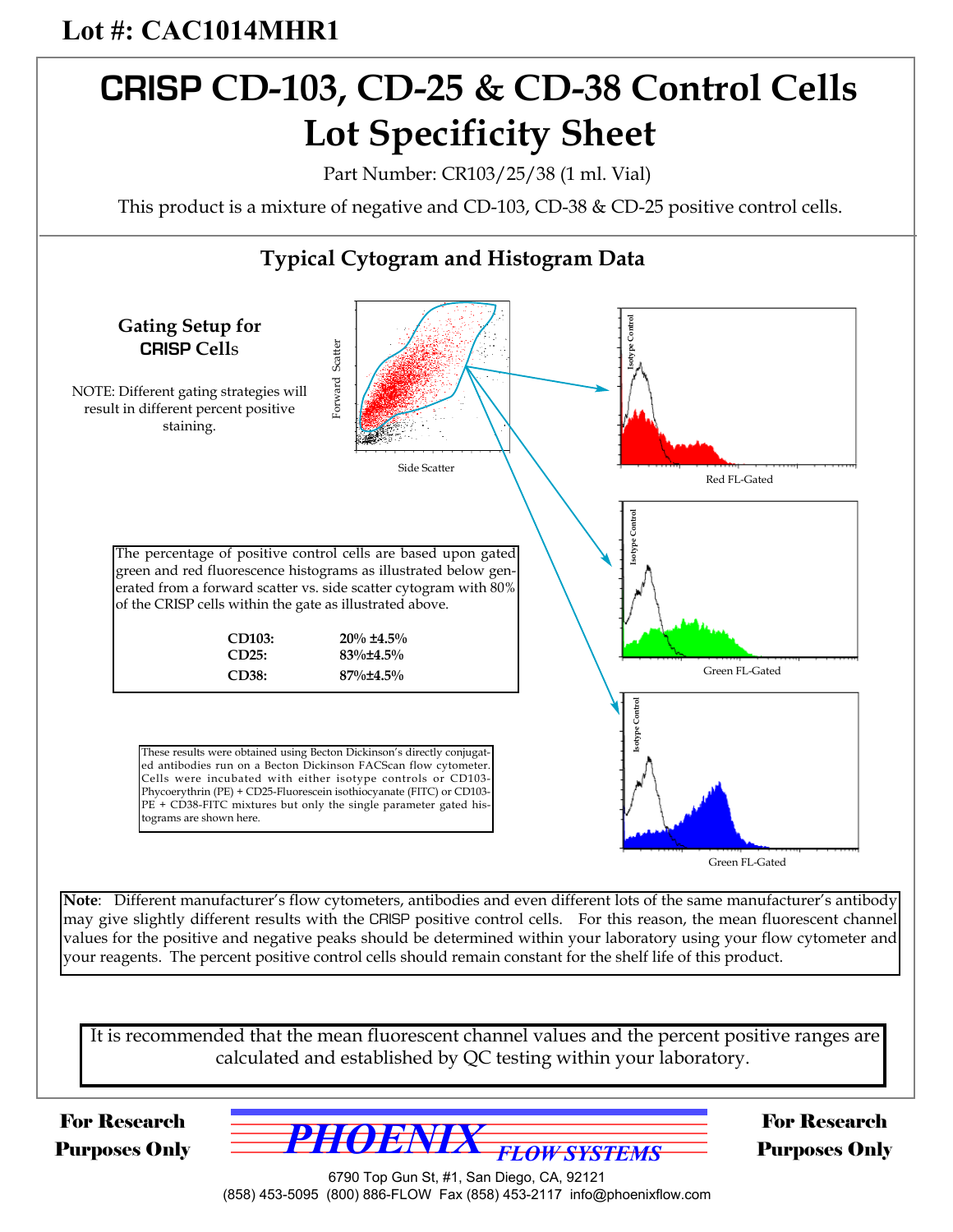**Lot #: CAC1014MHR1**

# CRISP CD-103, CD-25 & CD-38 Control Cells Lot Specificity Sheet

Part Number: CR103/25/38 (1 ml. Vial)

This product is a mixture of negative and CD-103, CD-38 & CD-25 positive control cells.

## Typical Cytogram and Histogram Data

**Gating Setup for CRISP Cells**

NOTE: Different gating strategies will result in different percent positive staining.

Forward Scatter

Side Scatter

Isotype Control

Red FL-Gated

Isotype Control

Green FL-Gated

Isotype Control

Green FL-Gated

The percentage of positive control cells are based upon gated green and red fluorescence histograms as illustrated below generated from a forward scatter vs. side scatter cytogram with 80% of the CRISP cells within the gate as illustrated above.

| | |
|---|---|
| **CD103:** | **20% ±4.5%** |
| **CD25:** | **83%±4.5%** |
| **CD38:** | **87%±4.5%** |

These results were obtained using Becton Dickinson's directly conjugated antibodies run on a Becton Dickinson FACScan flow cytometer. Cells were incubated with either isotype controls or CD103-Phycoerythrin (PE) + CD25-Fluorescein isothiocyanate (FITC) or CD103-PE + CD38-FITC mixtures but only the single parameter gated histograms are shown here.

**Note**: Different manufacturer's flow cytometers, antibodies and even different lots of the same manufacturer's antibody may give slightly different results with the CRISP positive control cells. For this reason, the mean fluorescent channel values for the positive and negative peaks should be determined within your laboratory using your flow cytometer and your reagents. The percent positive control cells should remain constant for the shelf life of this product.

It is recommended that the mean fluorescent channel values and the percent positive ranges are calculated and established by QC testing within your laboratory.

**For Research Purposes Only**

PHOENIX FLOW SYSTEMS

6790 Top Gun St, #1, San Diego, CA, 92121
(858) 453-5095 (800) 886-FLOW Fax (858) 453-2117 info@phoenixflow.com

**For Research Purposes Only**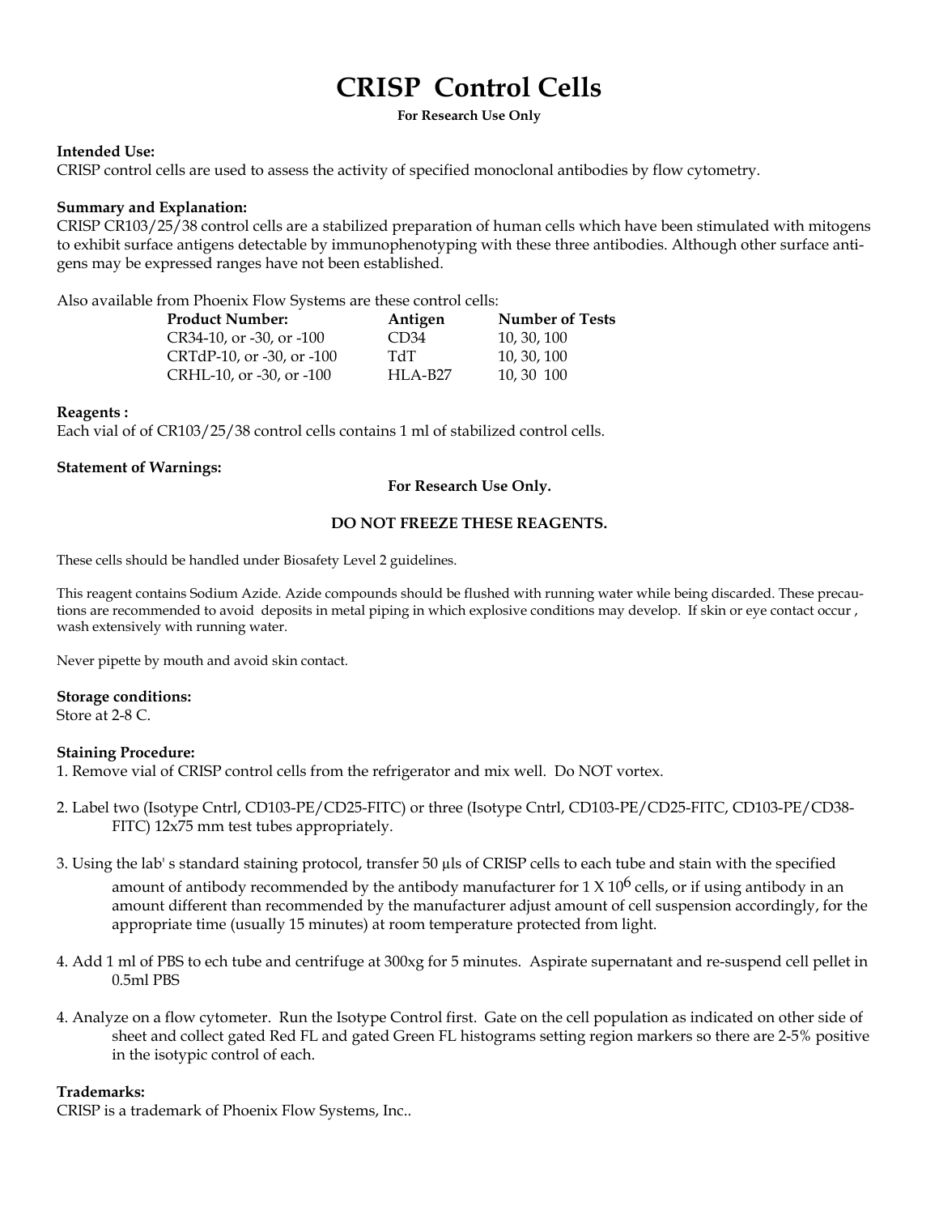# CRISP Control Cells

**For Research Use Only**

**Intended Use:**
CRISP control cells are used to assess the activity of specified monoclonal antibodies by flow cytometry.

**Summary and Explanation:**
CRISP CR103/25/38 control cells are a stabilized preparation of human cells which have been stimulated with mitogens to exhibit surface antigens detectable by immunophenotyping with these three antibodies. Although other surface antigens may be expressed ranges have not been established.

Also available from Phoenix Flow Systems are these control cells:

| **Product Number:** | **Antigen** | **Number of Tests** |
|---|---|---|
| CR34-10, or -30, or -100 | CD34 | 10, 30, 100 |
| CRTdP-10, or -30, or -100 | TdT | 10, 30, 100 |
| CRHL-10, or -30, or -100 | HLA-B27 | 10, 30 100 |

**Reagents :**
Each vial of of CR103/25/38 control cells contains 1 ml of stabilized control cells.

**Statement of Warnings:**

**For Research Use Only.**

**DO NOT FREEZE THESE REAGENTS.**

These cells should be handled under Biosafety Level 2 guidelines.

This reagent contains Sodium Azide. Azide compounds should be flushed with running water while being discarded. These precautions are recommended to avoid deposits in metal piping in which explosive conditions may develop. If skin or eye contact occur , wash extensively with running water.

Never pipette by mouth and avoid skin contact.

**Storage conditions:**
Store at 2-8 C.

**Staining Procedure:**
1. Remove vial of CRISP control cells from the refrigerator and mix well. Do NOT vortex.

2. Label two (Isotype Cntrl, CD103-PE/CD25-FITC) or three (Isotype Cntrl, CD103-PE/CD25-FITC, CD103-PE/CD38-FITC) 12x75 mm test tubes appropriately.

3. Using the lab' s standard staining protocol, transfer 50 µls of CRISP cells to each tube and stain with the specified amount of antibody recommended by the antibody manufacturer for $1 \times 10^6$ cells, or if using antibody in an amount different than recommended by the manufacturer adjust amount of cell suspension accordingly, for the appropriate time (usually 15 minutes) at room temperature protected from light.

4. Add 1 ml of PBS to ech tube and centrifuge at 300xg for 5 minutes. Aspirate supernatant and re-suspend cell pellet in 0.5ml PBS

4. Analyze on a flow cytometer. Run the Isotype Control first. Gate on the cell population as indicated on other side of sheet and collect gated Red FL and gated Green FL histograms setting region markers so there are 2-5% positive in the isotypic control of each.

**Trademarks:**
CRISP is a trademark of Phoenix Flow Systems, Inc..